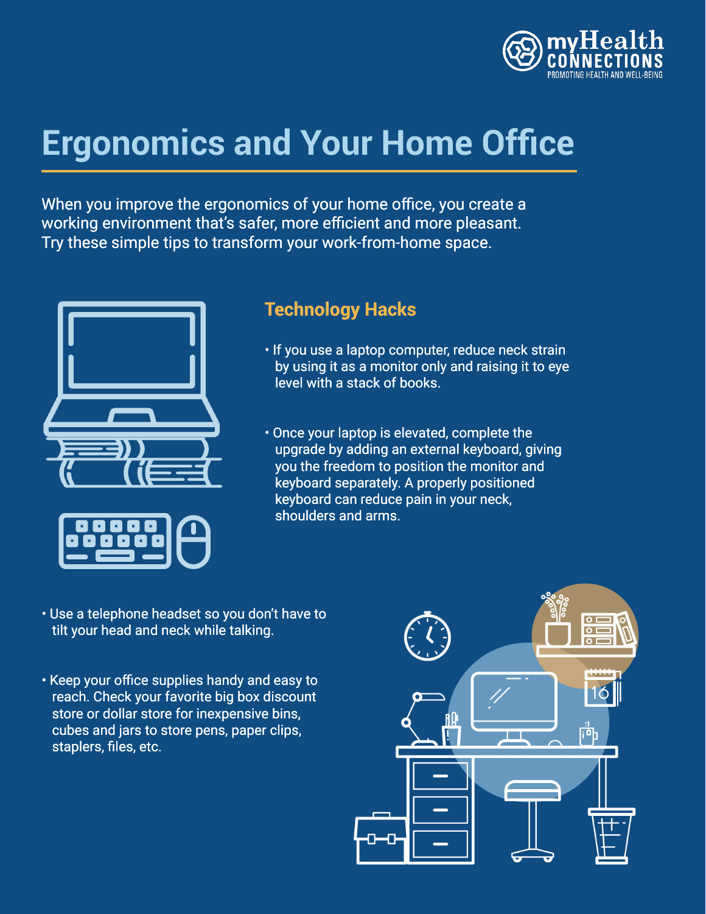# Ergonomics and Your Home Office

When you improve the ergonomics of your home office, you create a working environment that's safer, more efficient and more pleasant. Try these simple tips to transform your work-from-home space.

## Technology Hacks

- If you use a laptop computer, reduce neck strain by using it as a monitor only and raising it to eye level with a stack of books.
- Once your laptop is elevated, complete the upgrade by adding an external keyboard, giving you the freedom to position the monitor and keyboard separately. A properly positioned keyboard can reduce pain in your neck, shoulders and arms.
- Use a telephone headset so you don't have to tilt your head and neck while talking.
- Keep your office supplies handy and easy to reach. Check your favorite big box discount store or dollar store for inexpensive bins, cubes and jars to store pens, paper clips, staplers, files, etc.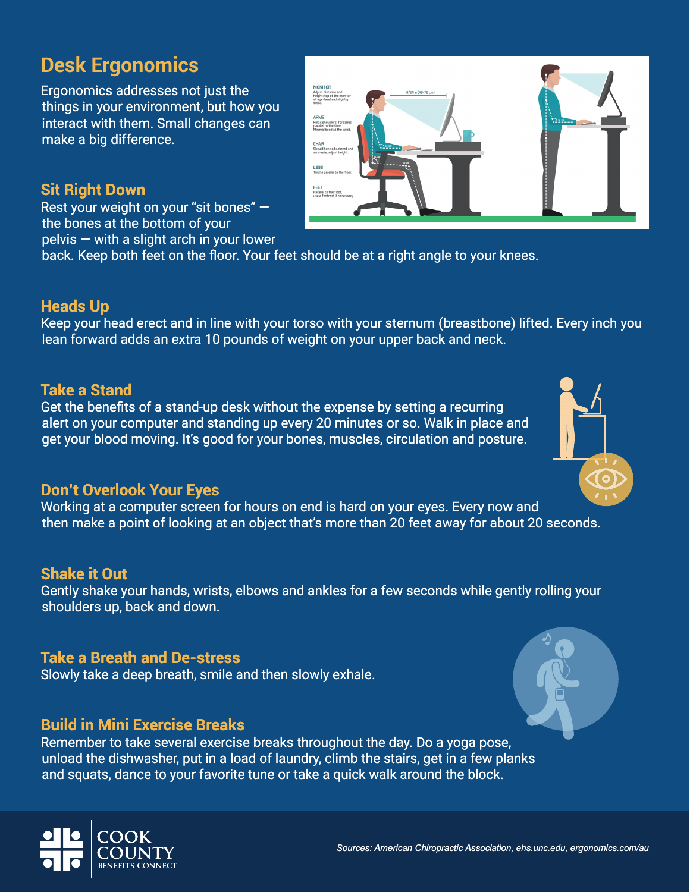# Desk Ergonomics

Ergonomics addresses not just the things in your environment, but how you interact with them. Small changes can make a big difference.

MONITOR
Adjust distance and height: top of the monitor at eye-level and slightly tilted.

18/24 in (45-70 cm)

ARMS
Relax shoulders, forearms parallel to the floor. Minimal bend at the wrist.

CHAIR
Should have a backrest and armrests, adjust height.

LEGS
Thighs parallel to the floor.

FEET
Parallel to the floor, use a footrest if necessary.

## Sit Right Down

Rest your weight on your "sit bones" — the bones at the bottom of your pelvis — with a slight arch in your lower back. Keep both feet on the floor. Your feet should be at a right angle to your knees.

## Heads Up

Keep your head erect and in line with your torso with your sternum (breastbone) lifted. Every inch you lean forward adds an extra 10 pounds of weight on your upper back and neck.

## Take a Stand

Get the benefits of a stand-up desk without the expense by setting a recurring alert on your computer and standing up every 20 minutes or so. Walk in place and get your blood moving. It's good for your bones, muscles, circulation and posture.

## Don't Overlook Your Eyes

Working at a computer screen for hours on end is hard on your eyes. Every now and then make a point of looking at an object that's more than 20 feet away for about 20 seconds.

## Shake it Out

Gently shake your hands, wrists, elbows and ankles for a few seconds while gently rolling your shoulders up, back and down.

## Take a Breath and De-stress

Slowly take a deep breath, smile and then slowly exhale.

## Build in Mini Exercise Breaks

Remember to take several exercise breaks throughout the day. Do a yoga pose, unload the dishwasher, put in a load of laundry, climb the stairs, get in a few planks and squats, dance to your favorite tune or take a quick walk around the block.

COOK COUNTY BENEFITS CONNECT

*Sources: American Chiropractic Association, ehs.unc.edu, ergonomics.com/au*